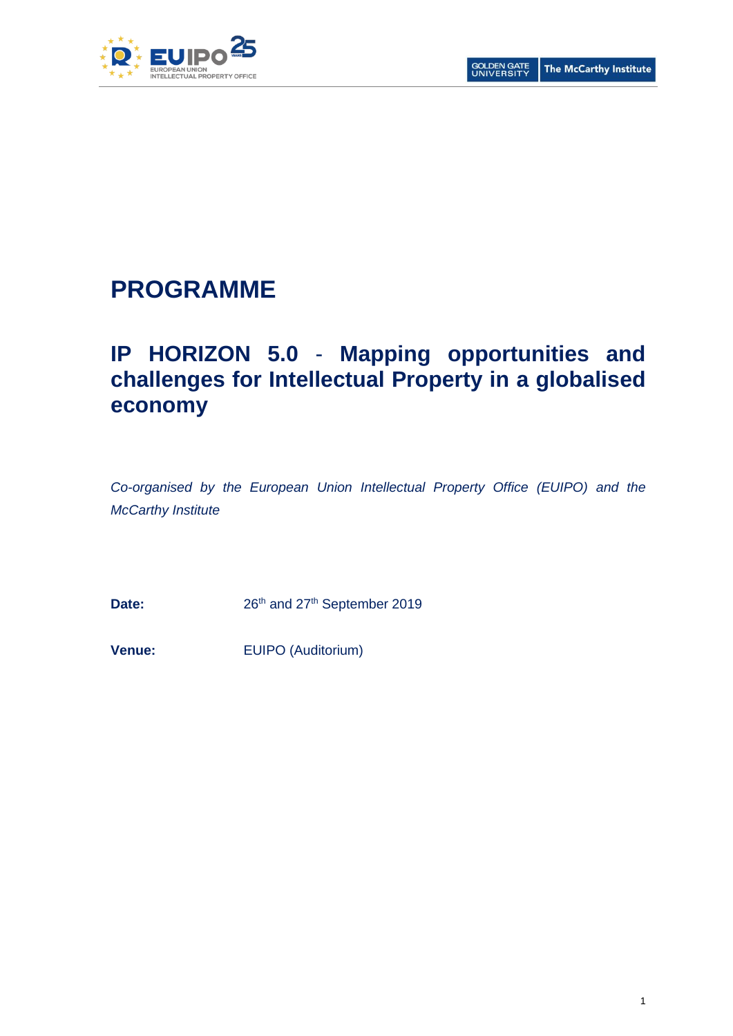# PROGRAMME

## IP HORIZON 5.0 - Mapping opportunities and challenges for Intellectual Property in a globalised economy

*Co-organised by the European Union Intellectual Property Office (EUIPO) and the McCarthy Institute*

**Date:** 26th and 27th September 2019

**Venue:** EUIPO (Auditorium)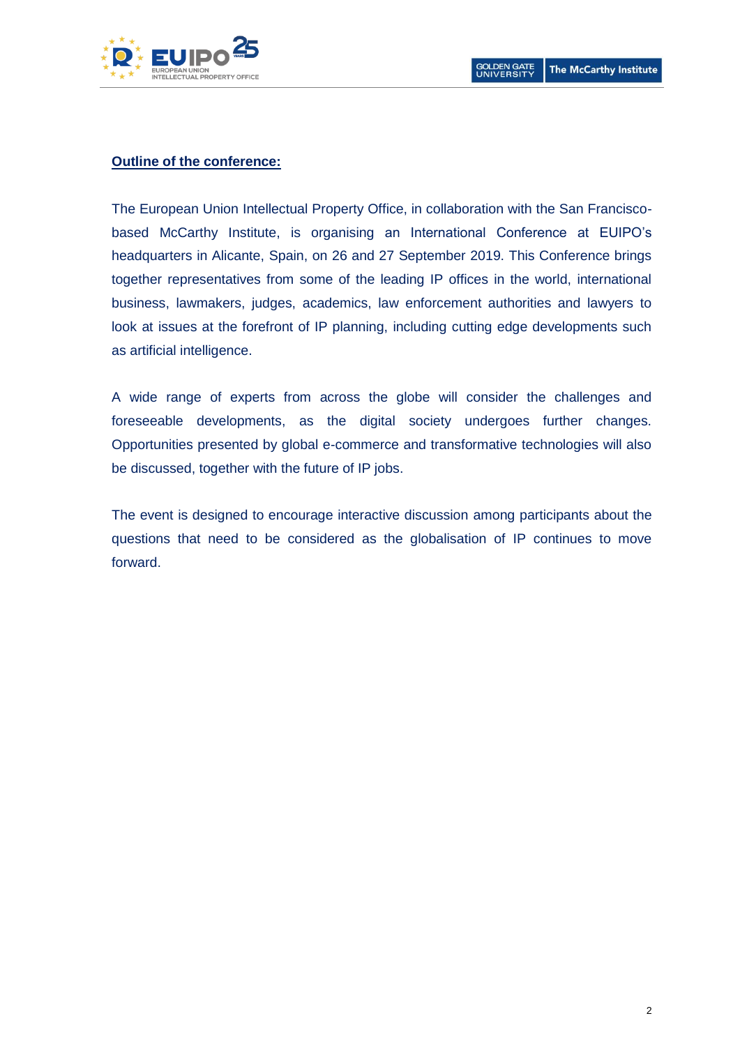**Outline of the conference:**

The European Union Intellectual Property Office, in collaboration with the San Francisco-based McCarthy Institute, is organising an International Conference at EUIPO's headquarters in Alicante, Spain, on 26 and 27 September 2019. This Conference brings together representatives from some of the leading IP offices in the world, international business, lawmakers, judges, academics, law enforcement authorities and lawyers to look at issues at the forefront of IP planning, including cutting edge developments such as artificial intelligence.

A wide range of experts from across the globe will consider the challenges and foreseeable developments, as the digital society undergoes further changes. Opportunities presented by global e-commerce and transformative technologies will also be discussed, together with the future of IP jobs.

The event is designed to encourage interactive discussion among participants about the questions that need to be considered as the globalisation of IP continues to move forward.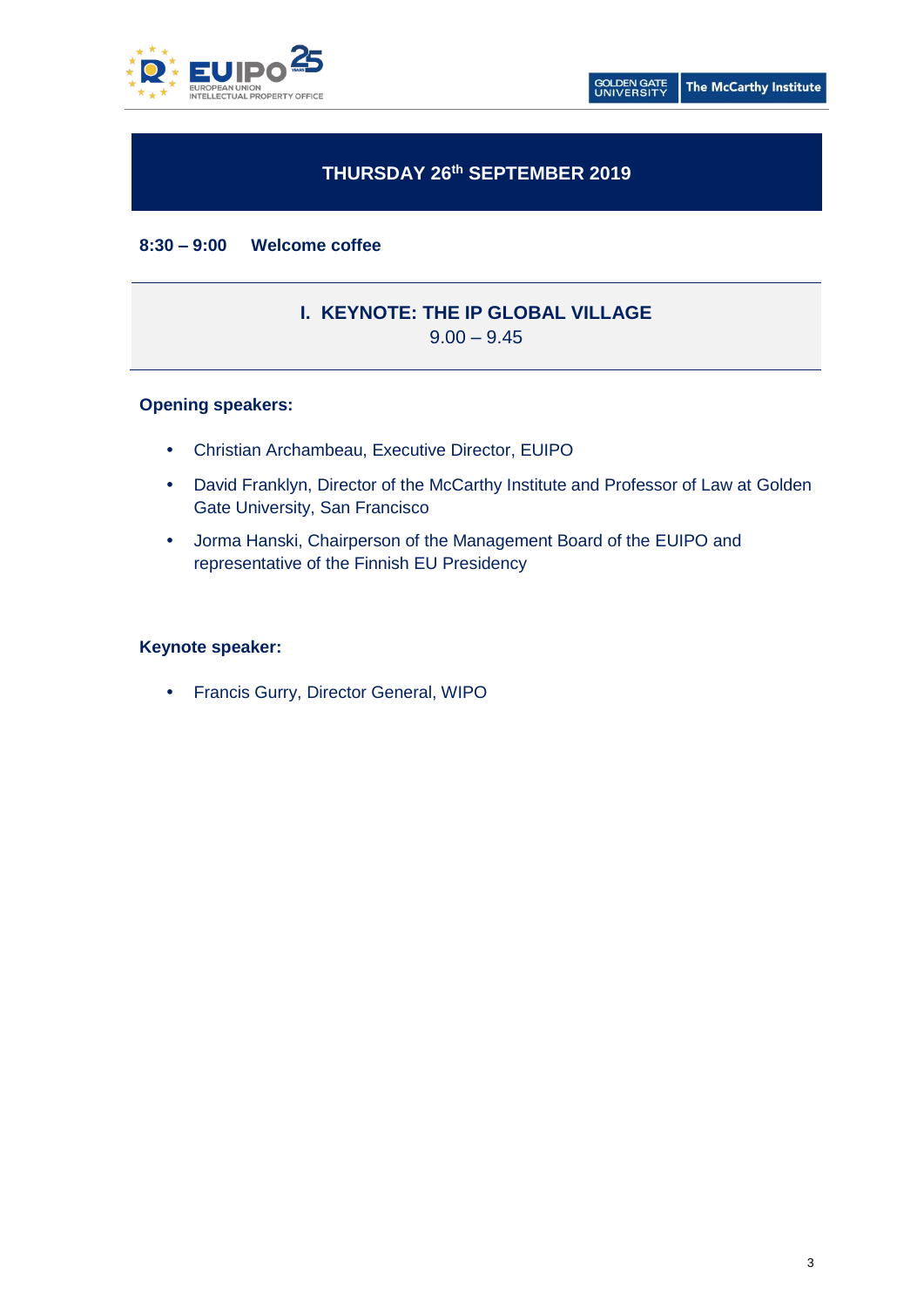## THURSDAY 26th SEPTEMBER 2019

**8:30 – 9:00 Welcome coffee**

### I. KEYNOTE: THE IP GLOBAL VILLAGE

9.00 – 9.45

**Opening speakers:**

- Christian Archambeau, Executive Director, EUIPO
- David Franklyn, Director of the McCarthy Institute and Professor of Law at Golden Gate University, San Francisco
- Jorma Hanski, Chairperson of the Management Board of the EUIPO and representative of the Finnish EU Presidency

**Keynote speaker:**

- Francis Gurry, Director General, WIPO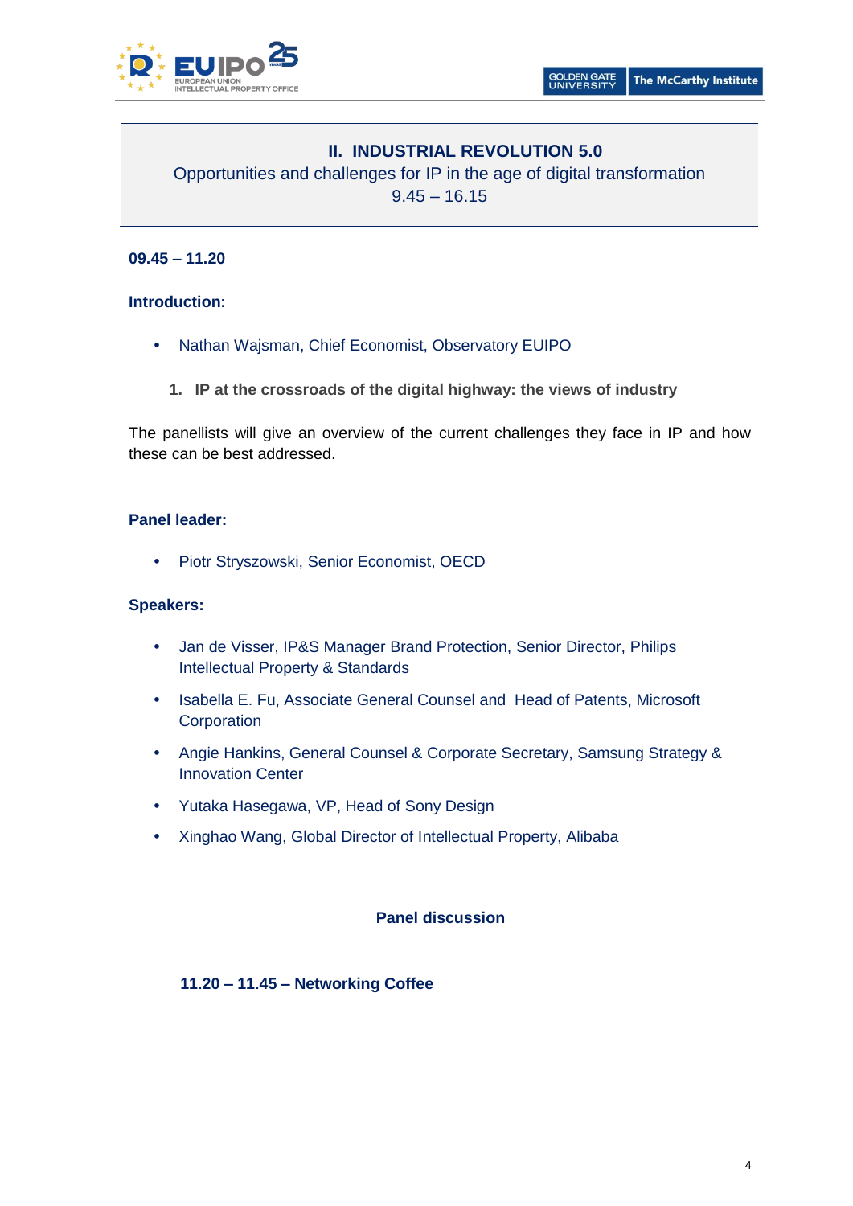## II. INDUSTRIAL REVOLUTION 5.0

Opportunities and challenges for IP in the age of digital transformation
9.45 – 16.15

**09.45 – 11.20**

**Introduction:**

- Nathan Wajsman, Chief Economist, Observatory EUIPO

1. **IP at the crossroads of the digital highway: the views of industry**

The panellists will give an overview of the current challenges they face in IP and how these can be best addressed.

**Panel leader:**

- Piotr Stryszowski, Senior Economist, OECD

**Speakers:**

- Jan de Visser, IP&S Manager Brand Protection, Senior Director, Philips Intellectual Property & Standards
- Isabella E. Fu, Associate General Counsel and Head of Patents, Microsoft Corporation
- Angie Hankins, General Counsel & Corporate Secretary, Samsung Strategy & Innovation Center
- Yutaka Hasegawa, VP, Head of Sony Design
- Xinghao Wang, Global Director of Intellectual Property, Alibaba

**Panel discussion**

**11.20 – 11.45 – Networking Coffee**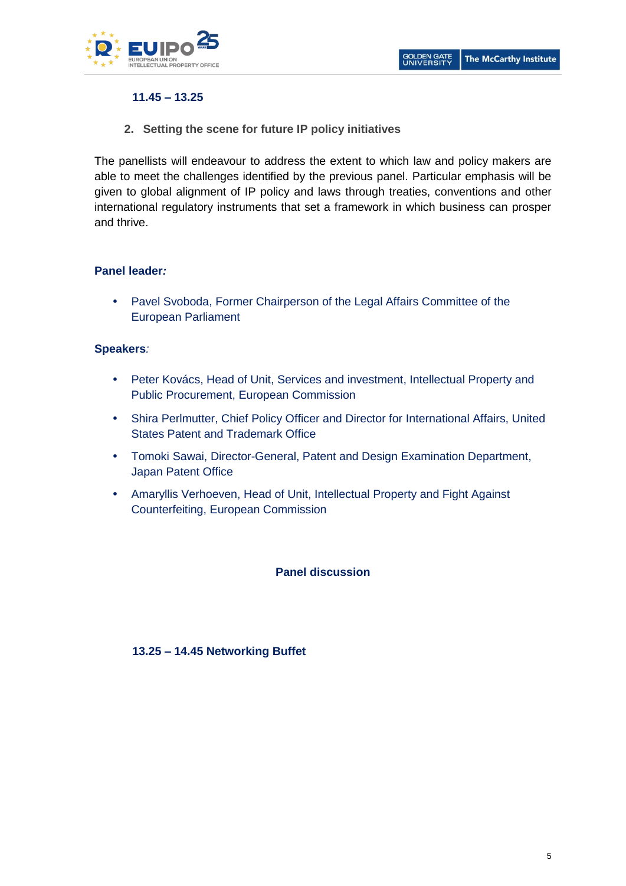**11.45 – 13.25**

## 2. Setting the scene for future IP policy initiatives

The panellists will endeavour to address the extent to which law and policy makers are able to meet the challenges identified by the previous panel. Particular emphasis will be given to global alignment of IP policy and laws through treaties, conventions and other international regulatory instruments that set a framework in which business can prosper and thrive.

**Panel leader***:*

- Pavel Svoboda, Former Chairperson of the Legal Affairs Committee of the European Parliament

**Speakers***:*

- Peter Kovács, Head of Unit, Services and investment, Intellectual Property and Public Procurement, European Commission
- Shira Perlmutter, Chief Policy Officer and Director for International Affairs, United States Patent and Trademark Office
- Tomoki Sawai, Director-General, Patent and Design Examination Department, Japan Patent Office
- Amaryllis Verhoeven, Head of Unit, Intellectual Property and Fight Against Counterfeiting, European Commission

**Panel discussion**

**13.25 – 14.45 Networking Buffet**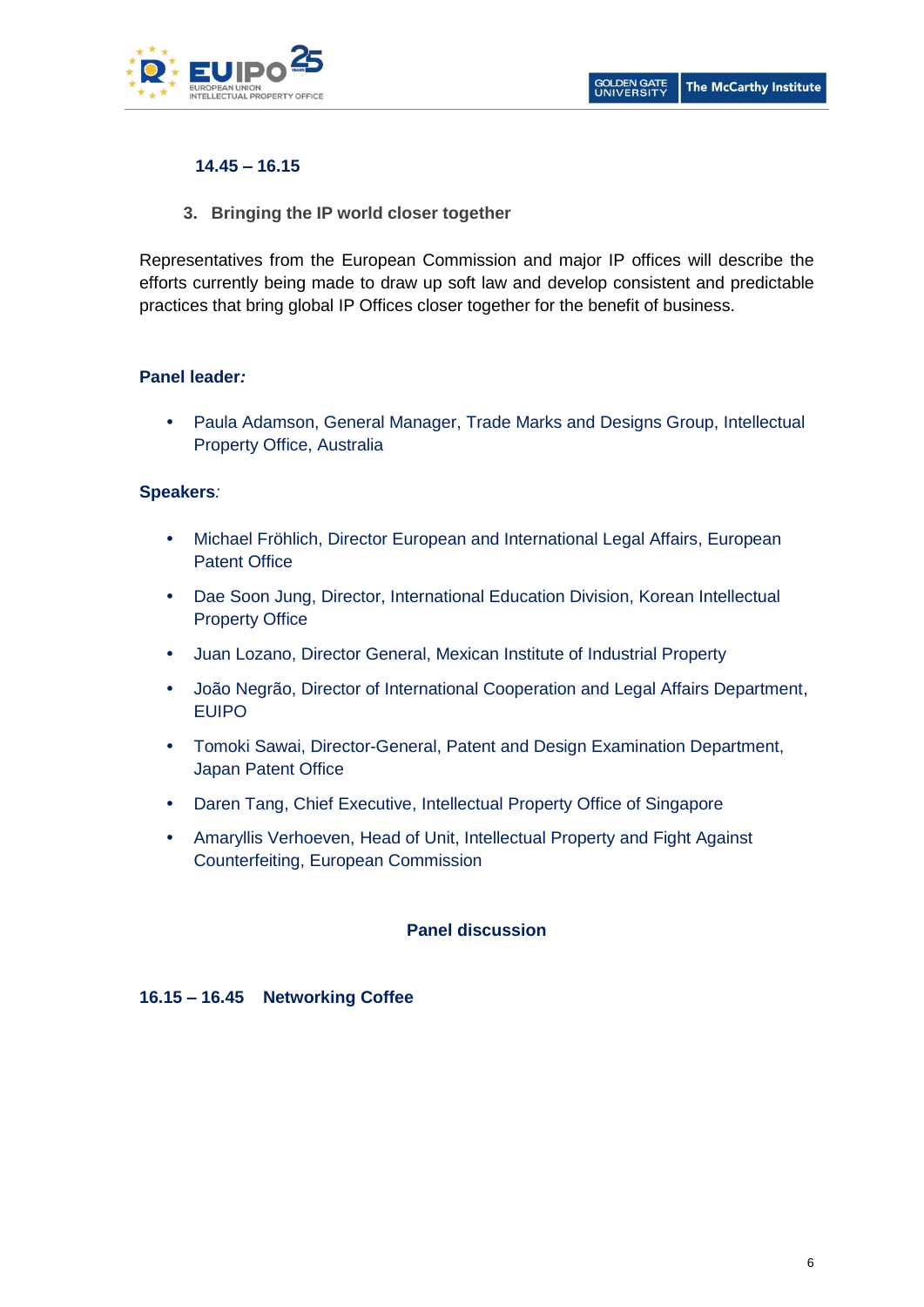**14.45 – 16.15**

3. **Bringing the IP world closer together**

Representatives from the European Commission and major IP offices will describe the efforts currently being made to draw up soft law and develop consistent and predictable practices that bring global IP Offices closer together for the benefit of business.

**Panel leader:**

- Paula Adamson, General Manager, Trade Marks and Designs Group, Intellectual Property Office, Australia

**Speakers:**

- Michael Fröhlich, Director European and International Legal Affairs, European Patent Office
- Dae Soon Jung, Director, International Education Division, Korean Intellectual Property Office
- Juan Lozano, Director General, Mexican Institute of Industrial Property
- João Negrão, Director of International Cooperation and Legal Affairs Department, EUIPO
- Tomoki Sawai, Director-General, Patent and Design Examination Department, Japan Patent Office
- Daren Tang, Chief Executive, Intellectual Property Office of Singapore
- Amaryllis Verhoeven, Head of Unit, Intellectual Property and Fight Against Counterfeiting, European Commission

**Panel discussion**

**16.15 – 16.45 Networking Coffee**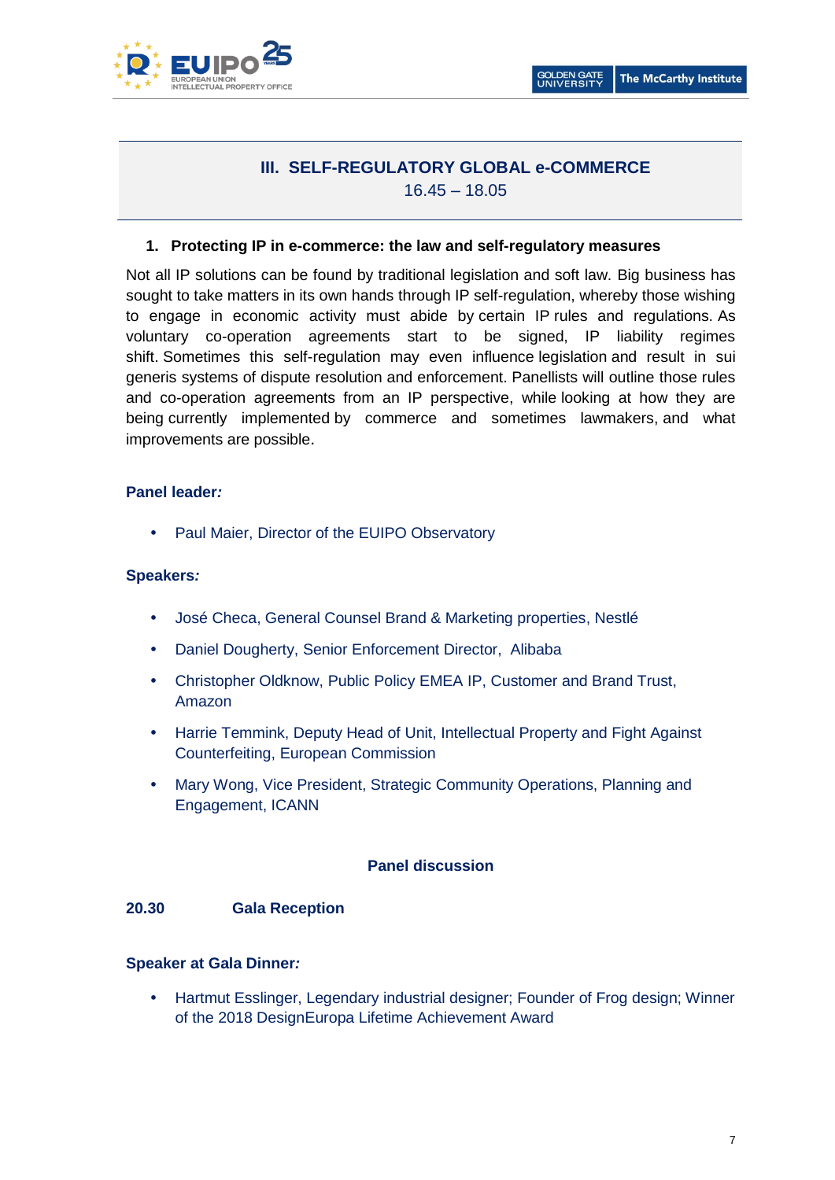## III. SELF-REGULATORY GLOBAL e-COMMERCE

16.45 – 18.05

### 1. Protecting IP in e-commerce: the law and self-regulatory measures

Not all IP solutions can be found by traditional legislation and soft law. Big business has sought to take matters in its own hands through IP self-regulation, whereby those wishing to engage in economic activity must abide by certain IP rules and regulations. As voluntary co-operation agreements start to be signed, IP liability regimes shift. Sometimes this self-regulation may even influence legislation and result in sui generis systems of dispute resolution and enforcement. Panellists will outline those rules and co-operation agreements from an IP perspective, while looking at how they are being currently implemented by commerce and sometimes lawmakers, and what improvements are possible.

**Panel leader:**

- Paul Maier, Director of the EUIPO Observatory

**Speakers:**

- José Checa, General Counsel Brand & Marketing properties, Nestlé
- Daniel Dougherty, Senior Enforcement Director, Alibaba
- Christopher Oldknow, Public Policy EMEA IP, Customer and Brand Trust, Amazon
- Harrie Temmink, Deputy Head of Unit, Intellectual Property and Fight Against Counterfeiting, European Commission
- Mary Wong, Vice President, Strategic Community Operations, Planning and Engagement, ICANN

**Panel discussion**

**20.30 Gala Reception**

**Speaker at Gala Dinner:**

- Hartmut Esslinger, Legendary industrial designer; Founder of Frog design; Winner of the 2018 DesignEuropa Lifetime Achievement Award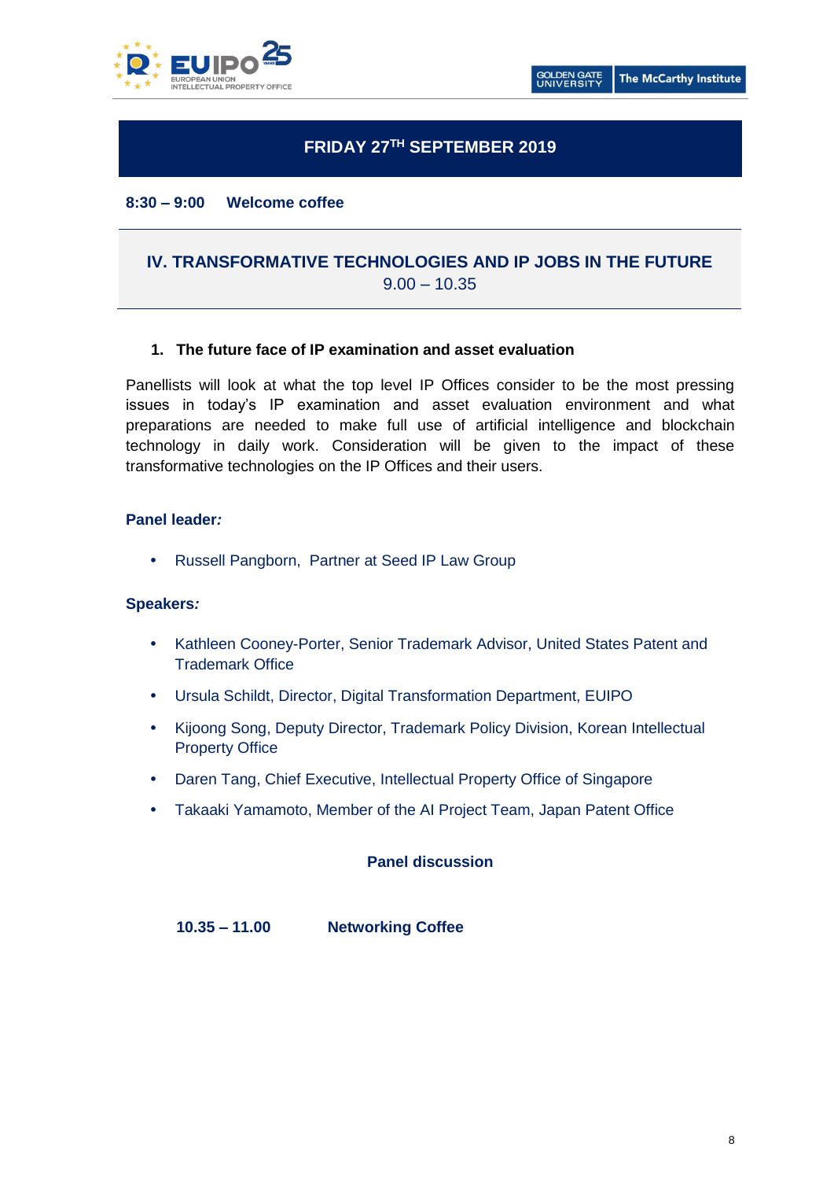## FRIDAY 27TH SEPTEMBER 2019

**8:30 – 9:00 Welcome coffee**

## IV. TRANSFORMATIVE TECHNOLOGIES AND IP JOBS IN THE FUTURE

9.00 – 10.35

### 1. The future face of IP examination and asset evaluation

Panellists will look at what the top level IP Offices consider to be the most pressing issues in today's IP examination and asset evaluation environment and what preparations are needed to make full use of artificial intelligence and blockchain technology in daily work. Consideration will be given to the impact of these transformative technologies on the IP Offices and their users.

**Panel leader*:***

- Russell Pangborn, Partner at Seed IP Law Group

**Speakers*:***

- Kathleen Cooney-Porter, Senior Trademark Advisor, United States Patent and Trademark Office
- Ursula Schildt, Director, Digital Transformation Department, EUIPO
- Kijoong Song, Deputy Director, Trademark Policy Division, Korean Intellectual Property Office
- Daren Tang, Chief Executive, Intellectual Property Office of Singapore
- Takaaki Yamamoto, Member of the AI Project Team, Japan Patent Office

**Panel discussion**

**10.35 – 11.00 Networking Coffee**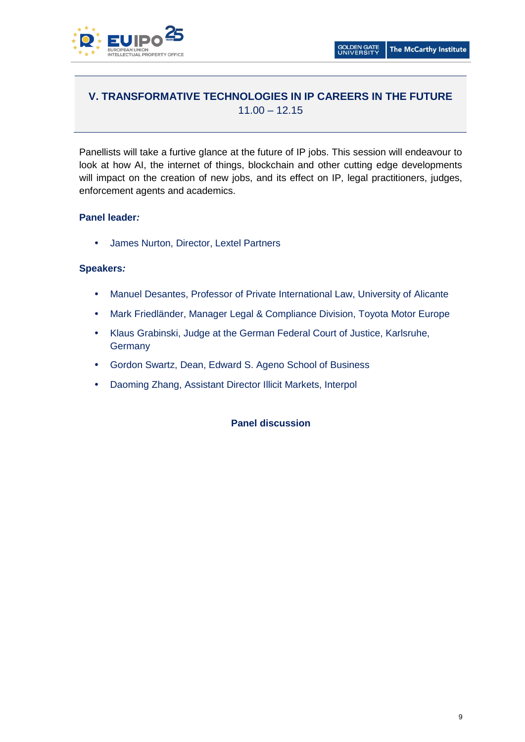## V. TRANSFORMATIVE TECHNOLOGIES IN IP CAREERS IN THE FUTURE

11.00 – 12.15

Panellists will take a furtive glance at the future of IP jobs. This session will endeavour to look at how AI, the internet of things, blockchain and other cutting edge developments will impact on the creation of new jobs, and its effect on IP, legal practitioners, judges, enforcement agents and academics.

**Panel leader:**

- James Nurton, Director, Lextel Partners

**Speakers:**

- Manuel Desantes, Professor of Private International Law, University of Alicante
- Mark Friedländer, Manager Legal & Compliance Division, Toyota Motor Europe
- Klaus Grabinski, Judge at the German Federal Court of Justice, Karlsruhe, Germany
- Gordon Swartz, Dean, Edward S. Ageno School of Business
- Daoming Zhang, Assistant Director Illicit Markets, Interpol

**Panel discussion**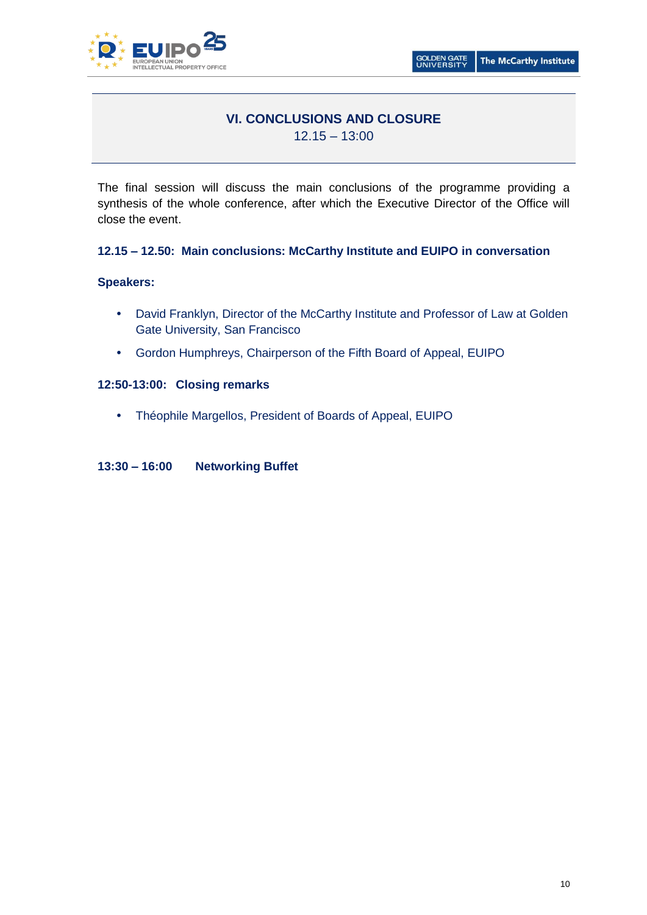## VI. CONCLUSIONS AND CLOSURE

12.15 – 13:00

The final session will discuss the main conclusions of the programme providing a synthesis of the whole conference, after which the Executive Director of the Office will close the event.

**12.15 – 12.50: Main conclusions: McCarthy Institute and EUIPO in conversation**

**Speakers:**

- David Franklyn, Director of the McCarthy Institute and Professor of Law at Golden Gate University, San Francisco
- Gordon Humphreys, Chairperson of the Fifth Board of Appeal, EUIPO

**12:50-13:00: Closing remarks**

- Théophile Margellos, President of Boards of Appeal, EUIPO

**13:30 – 16:00 Networking Buffet**